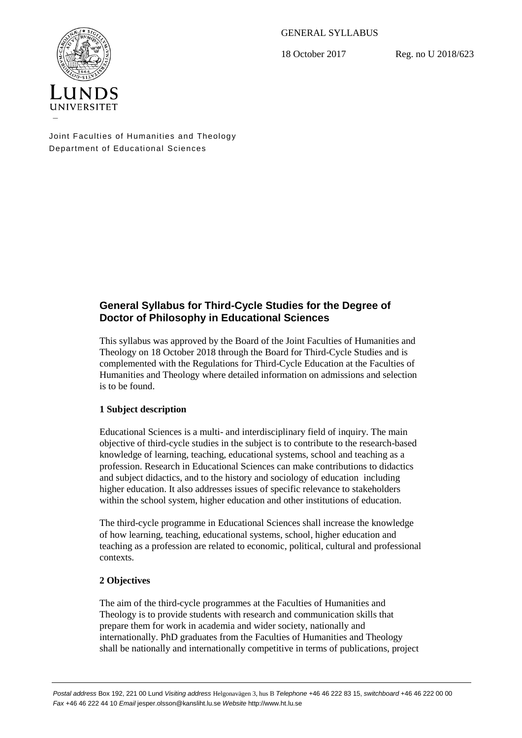GENERAL SYLLABUS

18 October 2017 Reg. no U 2018/623

Joint Faculties of Humanities and Theology
Department of Educational Sciences

## General Syllabus for Third-Cycle Studies for the Degree of Doctor of Philosophy in Educational Sciences

This syllabus was approved by the Board of the Joint Faculties of Humanities and Theology on 18 October 2018 through the Board for Third-Cycle Studies and is complemented with the Regulations for Third-Cycle Education at the Faculties of Humanities and Theology where detailed information on admissions and selection is to be found.

### 1 Subject description

Educational Sciences is a multi- and interdisciplinary field of inquiry. The main objective of third-cycle studies in the subject is to contribute to the research-based knowledge of learning, teaching, educational systems, school and teaching as a profession. Research in Educational Sciences can make contributions to didactics and subject didactics, and to the history and sociology of education including higher education. It also addresses issues of specific relevance to stakeholders within the school system, higher education and other institutions of education.

The third-cycle programme in Educational Sciences shall increase the knowledge of how learning, teaching, educational systems, school, higher education and teaching as a profession are related to economic, political, cultural and professional contexts.

### 2 Objectives

The aim of the third-cycle programmes at the Faculties of Humanities and Theology is to provide students with research and communication skills that prepare them for work in academia and wider society, nationally and internationally. PhD graduates from the Faculties of Humanities and Theology shall be nationally and internationally competitive in terms of publications, project

*Postal address* Box 192, 221 00 Lund *Visiting address* Helgonavägen 3, hus B *Telephone* +46 46 222 83 15, *switchboard* +46 46 222 00 00
*Fax* +46 46 222 44 10 *Email* jesper.olsson@kansliht.lu.se *Website* http://www.ht.lu.se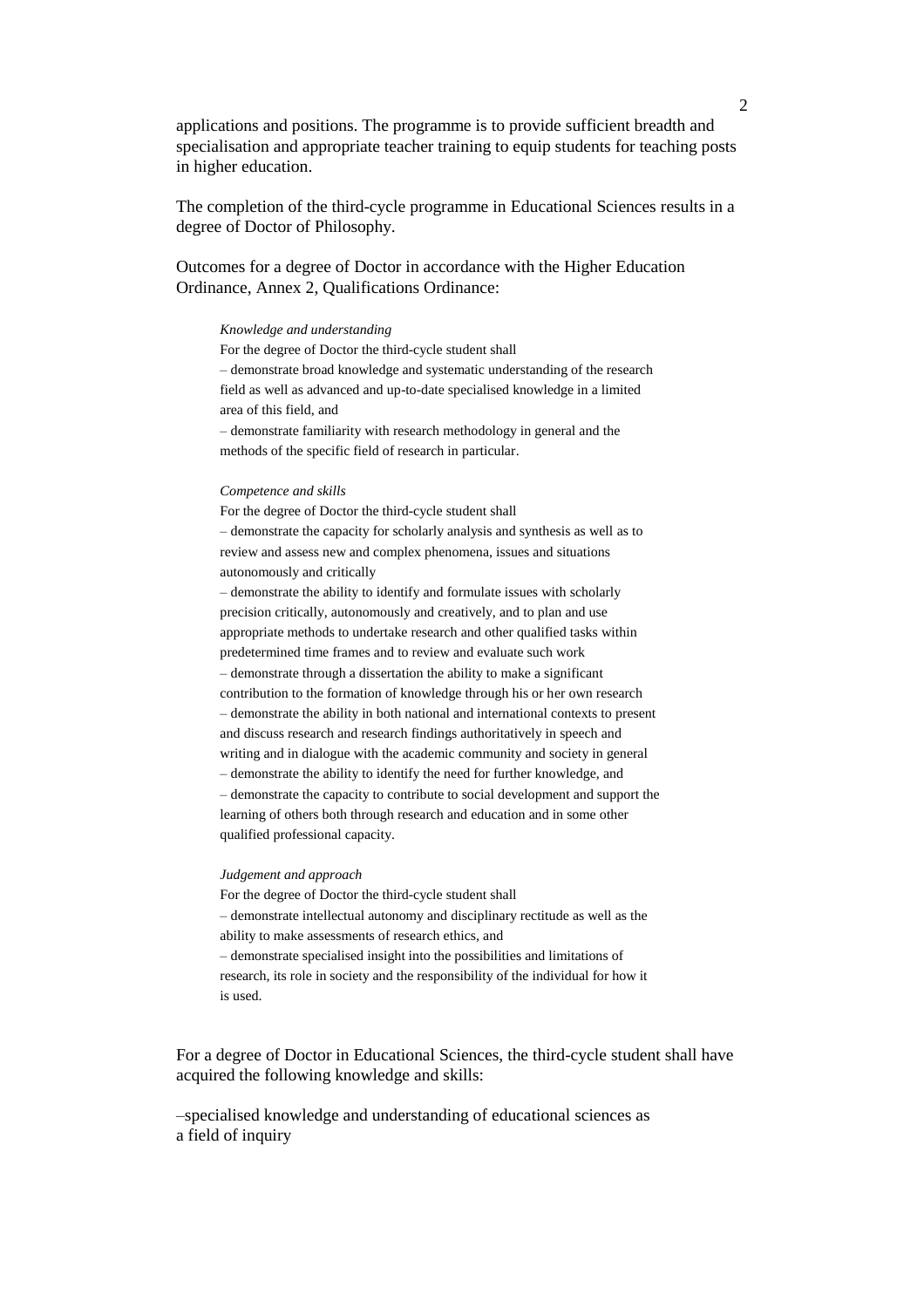applications and positions. The programme is to provide sufficient breadth and specialisation and appropriate teacher training to equip students for teaching posts in higher education.

The completion of the third-cycle programme in Educational Sciences results in a degree of Doctor of Philosophy.

Outcomes for a degree of Doctor in accordance with the Higher Education Ordinance, Annex 2, Qualifications Ordinance:

> *Knowledge and understanding*
>
> For the degree of Doctor the third-cycle student shall
>
> – demonstrate broad knowledge and systematic understanding of the research field as well as advanced and up-to-date specialised knowledge in a limited area of this field, and
>
> – demonstrate familiarity with research methodology in general and the methods of the specific field of research in particular.
>
> *Competence and skills*
>
> For the degree of Doctor the third-cycle student shall
>
> – demonstrate the capacity for scholarly analysis and synthesis as well as to review and assess new and complex phenomena, issues and situations autonomously and critically
>
> – demonstrate the ability to identify and formulate issues with scholarly precision critically, autonomously and creatively, and to plan and use appropriate methods to undertake research and other qualified tasks within predetermined time frames and to review and evaluate such work
>
> – demonstrate through a dissertation the ability to make a significant contribution to the formation of knowledge through his or her own research
>
> – demonstrate the ability in both national and international contexts to present and discuss research and research findings authoritatively in speech and writing and in dialogue with the academic community and society in general
>
> – demonstrate the ability to identify the need for further knowledge, and
>
> – demonstrate the capacity to contribute to social development and support the learning of others both through research and education and in some other qualified professional capacity.
>
> *Judgement and approach*
>
> For the degree of Doctor the third-cycle student shall
>
> – demonstrate intellectual autonomy and disciplinary rectitude as well as the ability to make assessments of research ethics, and
>
> – demonstrate specialised insight into the possibilities and limitations of research, its role in society and the responsibility of the individual for how it is used.

For a degree of Doctor in Educational Sciences, the third-cycle student shall have acquired the following knowledge and skills:

–specialised knowledge and understanding of educational sciences as a field of inquiry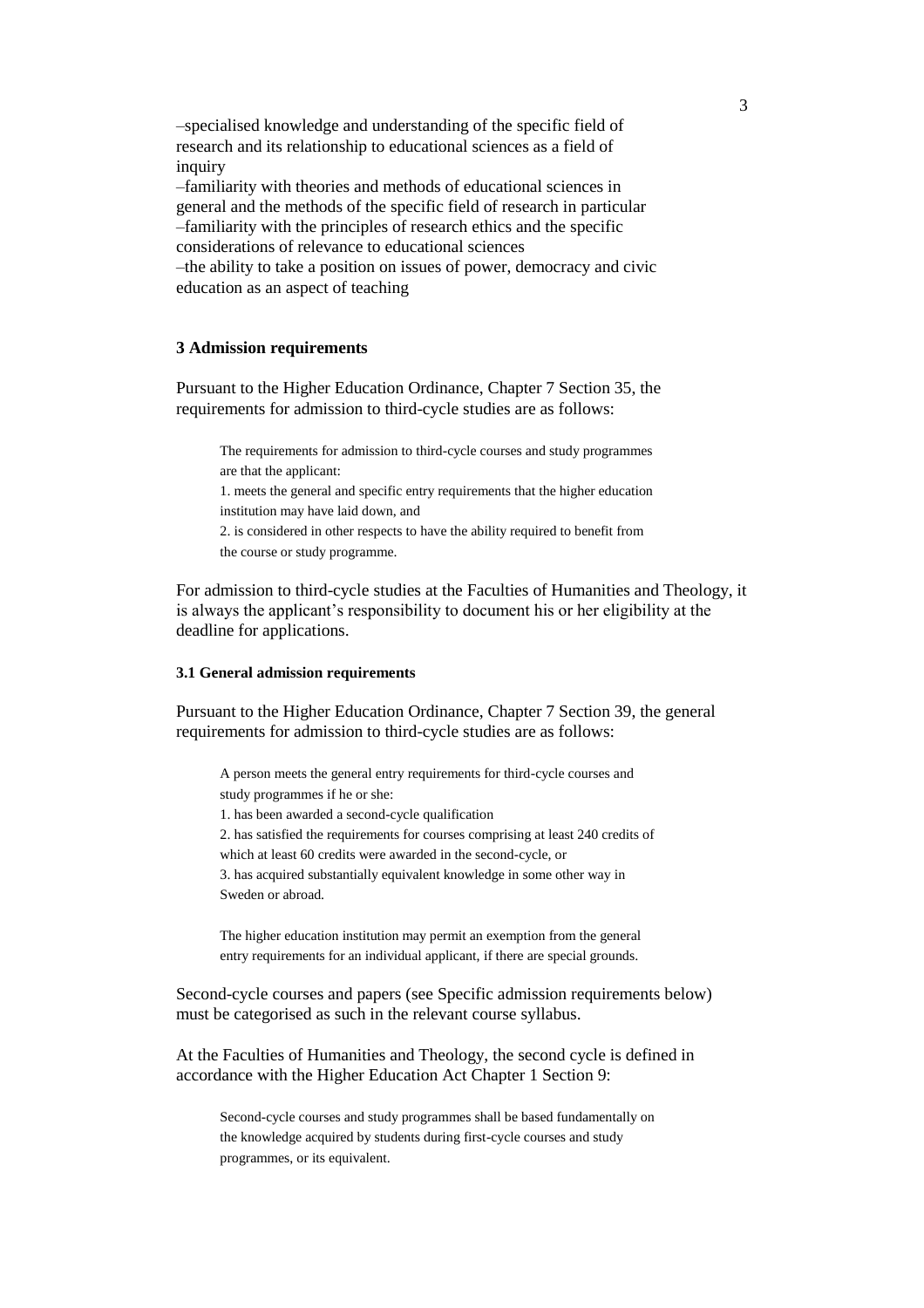–specialised knowledge and understanding of the specific field of research and its relationship to educational sciences as a field of inquiry
–familiarity with theories and methods of educational sciences in general and the methods of the specific field of research in particular
–familiarity with the principles of research ethics and the specific considerations of relevance to educational sciences
–the ability to take a position on issues of power, democracy and civic education as an aspect of teaching

### 3 Admission requirements

Pursuant to the Higher Education Ordinance, Chapter 7 Section 35, the requirements for admission to third-cycle studies are as follows:

> The requirements for admission to third-cycle courses and study programmes are that the applicant:
> 1. meets the general and specific entry requirements that the higher education institution may have laid down, and
> 2. is considered in other respects to have the ability required to benefit from the course or study programme.

For admission to third-cycle studies at the Faculties of Humanities and Theology, it is always the applicant's responsibility to document his or her eligibility at the deadline for applications.

#### 3.1 General admission requirements

Pursuant to the Higher Education Ordinance, Chapter 7 Section 39, the general requirements for admission to third-cycle studies are as follows:

> A person meets the general entry requirements for third-cycle courses and study programmes if he or she:
> 1. has been awarded a second-cycle qualification
> 2. has satisfied the requirements for courses comprising at least 240 credits of which at least 60 credits were awarded in the second-cycle, or
> 3. has acquired substantially equivalent knowledge in some other way in Sweden or abroad.
>
> The higher education institution may permit an exemption from the general entry requirements for an individual applicant, if there are special grounds.

Second-cycle courses and papers (see Specific admission requirements below) must be categorised as such in the relevant course syllabus.

At the Faculties of Humanities and Theology, the second cycle is defined in accordance with the Higher Education Act Chapter 1 Section 9:

> Second-cycle courses and study programmes shall be based fundamentally on the knowledge acquired by students during first-cycle courses and study programmes, or its equivalent.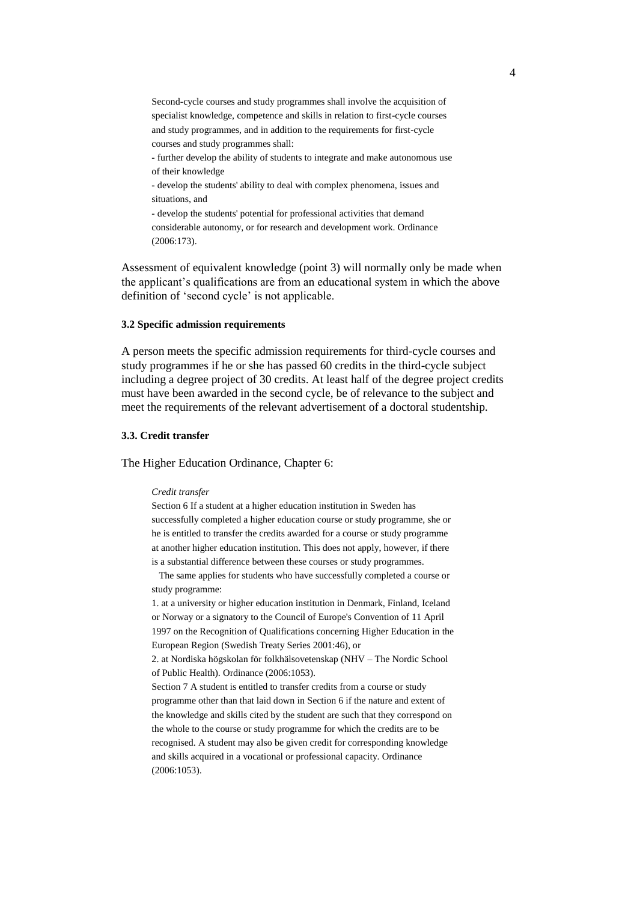> Second-cycle courses and study programmes shall involve the acquisition of specialist knowledge, competence and skills in relation to first-cycle courses and study programmes, and in addition to the requirements for first-cycle courses and study programmes shall:
> - further develop the ability of students to integrate and make autonomous use of their knowledge
> - develop the students' ability to deal with complex phenomena, issues and situations, and
> - develop the students' potential for professional activities that demand considerable autonomy, or for research and development work. Ordinance (2006:173).

Assessment of equivalent knowledge (point 3) will normally only be made when the applicant's qualifications are from an educational system in which the above definition of 'second cycle' is not applicable.

#### 3.2 Specific admission requirements

A person meets the specific admission requirements for third-cycle courses and study programmes if he or she has passed 60 credits in the third-cycle subject including a degree project of 30 credits. At least half of the degree project credits must have been awarded in the second cycle, be of relevance to the subject and meet the requirements of the relevant advertisement of a doctoral studentship.

#### 3.3. Credit transfer

The Higher Education Ordinance, Chapter 6:

> *Credit transfer*
>
> Section 6 If a student at a higher education institution in Sweden has successfully completed a higher education course or study programme, she or he is entitled to transfer the credits awarded for a course or study programme at another higher education institution. This does not apply, however, if there is a substantial difference between these courses or study programmes.
>
> The same applies for students who have successfully completed a course or study programme:
>
> 1. at a university or higher education institution in Denmark, Finland, Iceland or Norway or a signatory to the Council of Europe's Convention of 11 April 1997 on the Recognition of Qualifications concerning Higher Education in the European Region (Swedish Treaty Series 2001:46), or
> 2. at Nordiska högskolan för folkhälsovetenskap (NHV – The Nordic School of Public Health). Ordinance (2006:1053).
>
> Section 7 A student is entitled to transfer credits from a course or study programme other than that laid down in Section 6 if the nature and extent of the knowledge and skills cited by the student are such that they correspond on the whole to the course or study programme for which the credits are to be recognised. A student may also be given credit for corresponding knowledge and skills acquired in a vocational or professional capacity. Ordinance (2006:1053).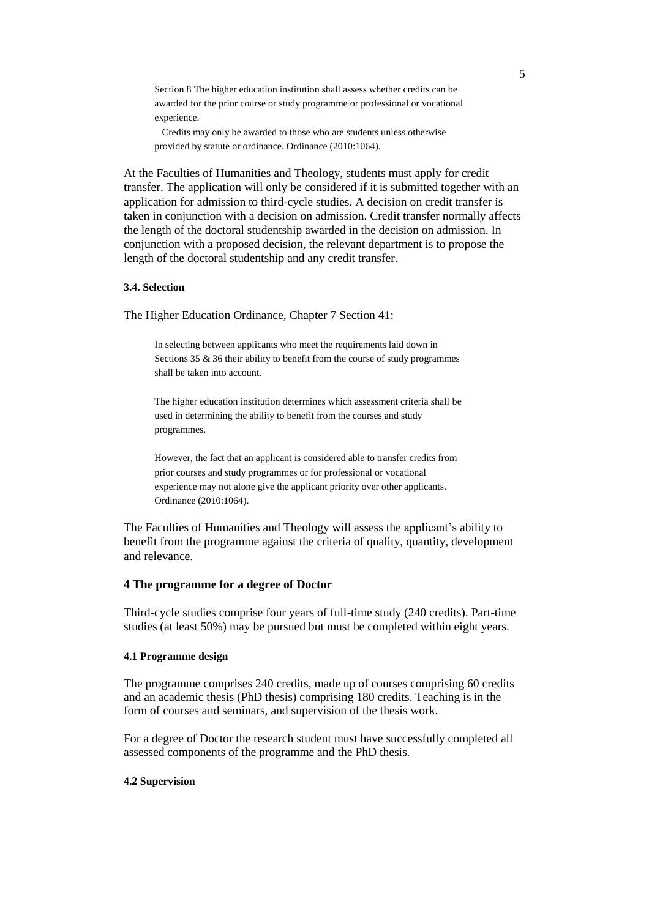> Section 8 The higher education institution shall assess whether credits can be awarded for the prior course or study programme or professional or vocational experience.
>
> Credits may only be awarded to those who are students unless otherwise provided by statute or ordinance. Ordinance (2010:1064).

At the Faculties of Humanities and Theology, students must apply for credit transfer. The application will only be considered if it is submitted together with an application for admission to third-cycle studies. A decision on credit transfer is taken in conjunction with a decision on admission. Credit transfer normally affects the length of the doctoral studentship awarded in the decision on admission. In conjunction with a proposed decision, the relevant department is to propose the length of the doctoral studentship and any credit transfer.

#### 3.4. Selection

The Higher Education Ordinance, Chapter 7 Section 41:

> In selecting between applicants who meet the requirements laid down in Sections 35 & 36 their ability to benefit from the course of study programmes shall be taken into account.
>
> The higher education institution determines which assessment criteria shall be used in determining the ability to benefit from the courses and study programmes.
>
> However, the fact that an applicant is considered able to transfer credits from prior courses and study programmes or for professional or vocational experience may not alone give the applicant priority over other applicants. Ordinance (2010:1064).

The Faculties of Humanities and Theology will assess the applicant's ability to benefit from the programme against the criteria of quality, quantity, development and relevance.

### 4 The programme for a degree of Doctor

Third-cycle studies comprise four years of full-time study (240 credits). Part-time studies (at least 50%) may be pursued but must be completed within eight years.

#### 4.1 Programme design

The programme comprises 240 credits, made up of courses comprising 60 credits and an academic thesis (PhD thesis) comprising 180 credits. Teaching is in the form of courses and seminars, and supervision of the thesis work.

For a degree of Doctor the research student must have successfully completed all assessed components of the programme and the PhD thesis.

#### 4.2 Supervision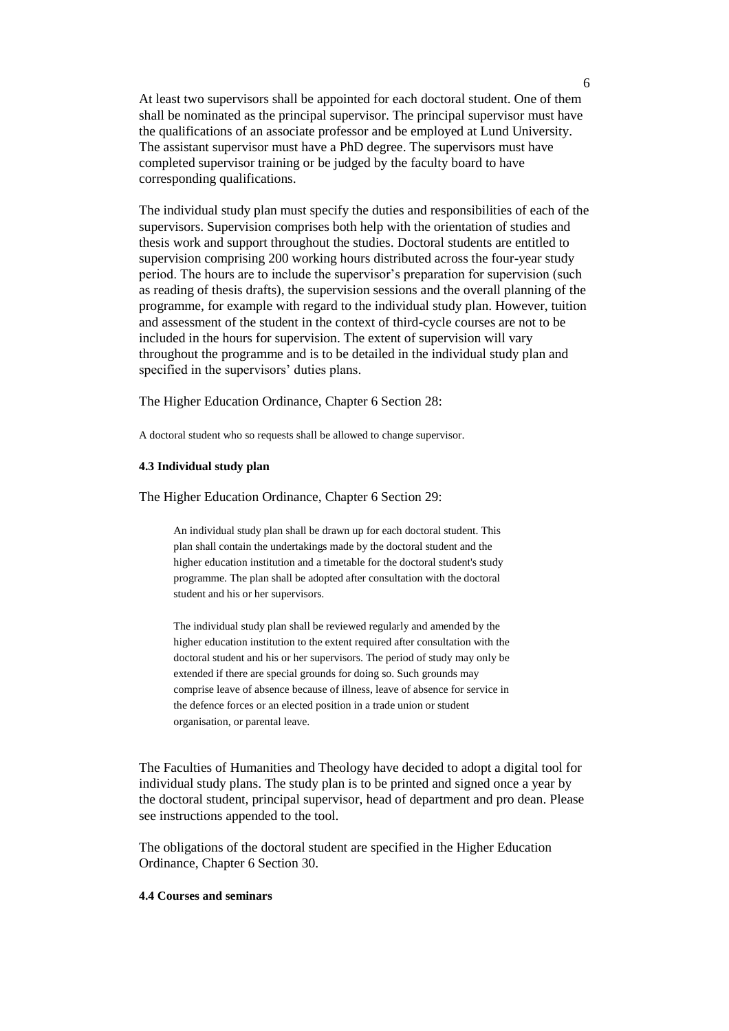At least two supervisors shall be appointed for each doctoral student. One of them shall be nominated as the principal supervisor. The principal supervisor must have the qualifications of an associate professor and be employed at Lund University. The assistant supervisor must have a PhD degree. The supervisors must have completed supervisor training or be judged by the faculty board to have corresponding qualifications.

The individual study plan must specify the duties and responsibilities of each of the supervisors. Supervision comprises both help with the orientation of studies and thesis work and support throughout the studies. Doctoral students are entitled to supervision comprising 200 working hours distributed across the four-year study period. The hours are to include the supervisor's preparation for supervision (such as reading of thesis drafts), the supervision sessions and the overall planning of the programme, for example with regard to the individual study plan. However, tuition and assessment of the student in the context of third-cycle courses are not to be included in the hours for supervision. The extent of supervision will vary throughout the programme and is to be detailed in the individual study plan and specified in the supervisors' duties plans.

The Higher Education Ordinance, Chapter 6 Section 28:

A doctoral student who so requests shall be allowed to change supervisor.

#### 4.3 Individual study plan

The Higher Education Ordinance, Chapter 6 Section 29:

> An individual study plan shall be drawn up for each doctoral student. This plan shall contain the undertakings made by the doctoral student and the higher education institution and a timetable for the doctoral student's study programme. The plan shall be adopted after consultation with the doctoral student and his or her supervisors.
>
> The individual study plan shall be reviewed regularly and amended by the higher education institution to the extent required after consultation with the doctoral student and his or her supervisors. The period of study may only be extended if there are special grounds for doing so. Such grounds may comprise leave of absence because of illness, leave of absence for service in the defence forces or an elected position in a trade union or student organisation, or parental leave.

The Faculties of Humanities and Theology have decided to adopt a digital tool for individual study plans. The study plan is to be printed and signed once a year by the doctoral student, principal supervisor, head of department and pro dean. Please see instructions appended to the tool.

The obligations of the doctoral student are specified in the Higher Education Ordinance, Chapter 6 Section 30.

#### 4.4 Courses and seminars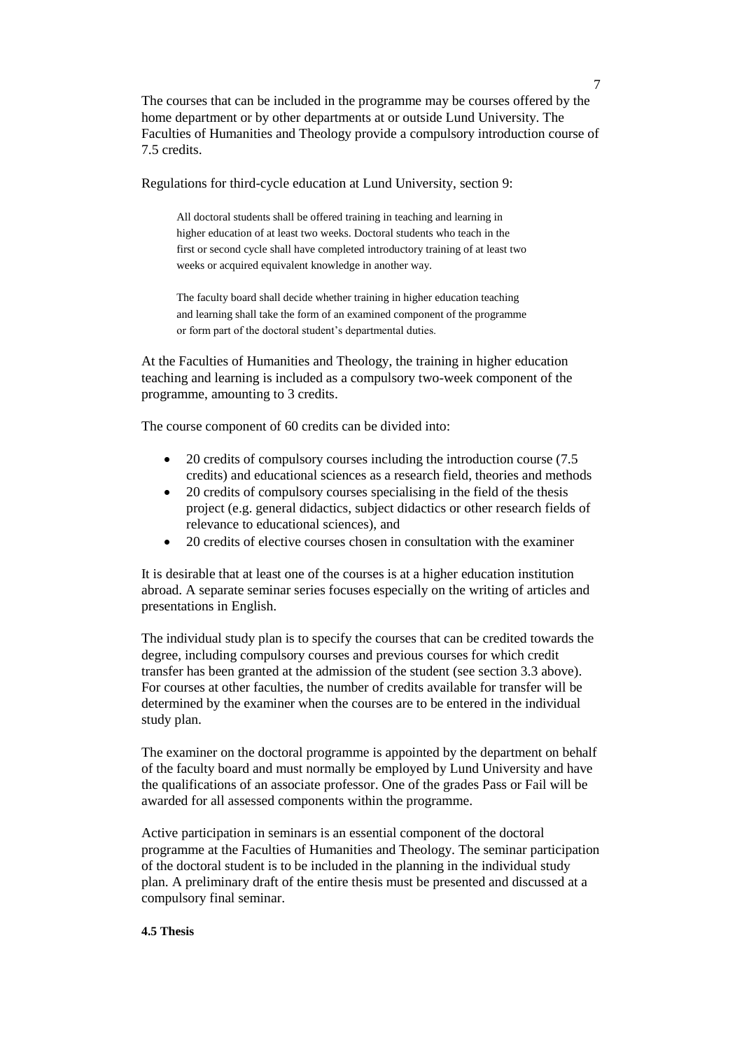The courses that can be included in the programme may be courses offered by the home department or by other departments at or outside Lund University. The Faculties of Humanities and Theology provide a compulsory introduction course of 7.5 credits.

Regulations for third-cycle education at Lund University, section 9:

> All doctoral students shall be offered training in teaching and learning in higher education of at least two weeks. Doctoral students who teach in the first or second cycle shall have completed introductory training of at least two weeks or acquired equivalent knowledge in another way.
>
> The faculty board shall decide whether training in higher education teaching and learning shall take the form of an examined component of the programme or form part of the doctoral student's departmental duties.

At the Faculties of Humanities and Theology, the training in higher education teaching and learning is included as a compulsory two-week component of the programme, amounting to 3 credits.

The course component of 60 credits can be divided into:

- 20 credits of compulsory courses including the introduction course (7.5 credits) and educational sciences as a research field, theories and methods
- 20 credits of compulsory courses specialising in the field of the thesis project (e.g. general didactics, subject didactics or other research fields of relevance to educational sciences), and
- 20 credits of elective courses chosen in consultation with the examiner

It is desirable that at least one of the courses is at a higher education institution abroad. A separate seminar series focuses especially on the writing of articles and presentations in English.

The individual study plan is to specify the courses that can be credited towards the degree, including compulsory courses and previous courses for which credit transfer has been granted at the admission of the student (see section 3.3 above). For courses at other faculties, the number of credits available for transfer will be determined by the examiner when the courses are to be entered in the individual study plan.

The examiner on the doctoral programme is appointed by the department on behalf of the faculty board and must normally be employed by Lund University and have the qualifications of an associate professor. One of the grades Pass or Fail will be awarded for all assessed components within the programme.

Active participation in seminars is an essential component of the doctoral programme at the Faculties of Humanities and Theology. The seminar participation of the doctoral student is to be included in the planning in the individual study plan. A preliminary draft of the entire thesis must be presented and discussed at a compulsory final seminar.

#### 4.5 Thesis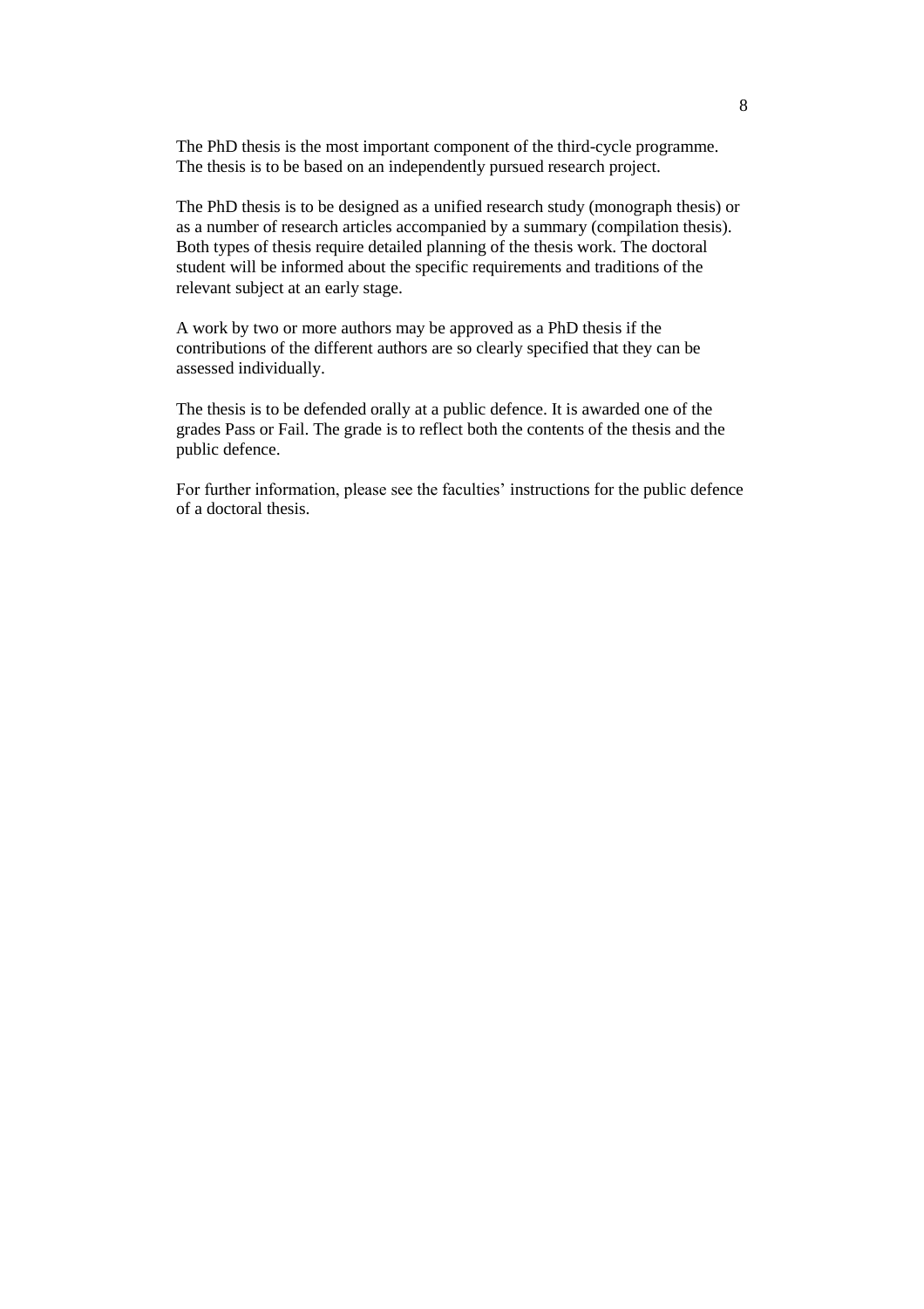The PhD thesis is the most important component of the third-cycle programme. The thesis is to be based on an independently pursued research project.

The PhD thesis is to be designed as a unified research study (monograph thesis) or as a number of research articles accompanied by a summary (compilation thesis). Both types of thesis require detailed planning of the thesis work. The doctoral student will be informed about the specific requirements and traditions of the relevant subject at an early stage.

A work by two or more authors may be approved as a PhD thesis if the contributions of the different authors are so clearly specified that they can be assessed individually.

The thesis is to be defended orally at a public defence. It is awarded one of the grades Pass or Fail. The grade is to reflect both the contents of the thesis and the public defence.

For further information, please see the faculties' instructions for the public defence of a doctoral thesis.